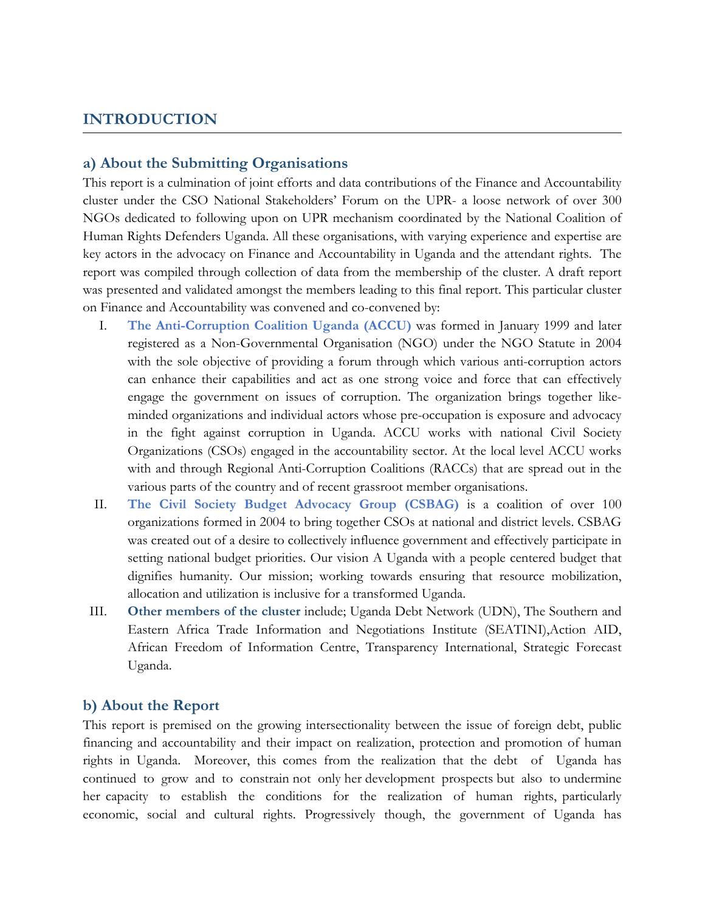# INTRODUCTION

## a) About the Submitting Organisations

This report is a culmination of joint efforts and data contributions of the Finance and Accountability cluster under the CSO National Stakeholders' Forum on the UPR- a loose network of over 300 NGOs dedicated to following upon on UPR mechanism coordinated by the National Coalition of Human Rights Defenders Uganda. All these organisations, with varying experience and expertise are key actors in the advocacy on Finance and Accountability in Uganda and the attendant rights. The report was compiled through collection of data from the membership of the cluster. A draft report was presented and validated amongst the members leading to this final report. This particular cluster on Finance and Accountability was convened and co-convened by:

I. **The Anti-Corruption Coalition Uganda (ACCU)** was formed in January 1999 and later registered as a Non-Governmental Organisation (NGO) under the NGO Statute in 2004 with the sole objective of providing a forum through which various anti-corruption actors can enhance their capabilities and act as one strong voice and force that can effectively engage the government on issues of corruption. The organization brings together like-minded organizations and individual actors whose pre-occupation is exposure and advocacy in the fight against corruption in Uganda. ACCU works with national Civil Society Organizations (CSOs) engaged in the accountability sector. At the local level ACCU works with and through Regional Anti-Corruption Coalitions (RACCs) that are spread out in the various parts of the country and of recent grassroot member organisations.

II. **The Civil Society Budget Advocacy Group (CSBAG)** is a coalition of over 100 organizations formed in 2004 to bring together CSOs at national and district levels. CSBAG was created out of a desire to collectively influence government and effectively participate in setting national budget priorities. Our vision A Uganda with a people centered budget that dignifies humanity. Our mission; working towards ensuring that resource mobilization, allocation and utilization is inclusive for a transformed Uganda.

III. **Other members of the cluster** include; Uganda Debt Network (UDN), The Southern and Eastern Africa Trade Information and Negotiations Institute (SEATINI),Action AID, African Freedom of Information Centre, Transparency International, Strategic Forecast Uganda.

## b) About the Report

This report is premised on the growing intersectionality between the issue of foreign debt, public financing and accountability and their impact on realization, protection and promotion of human rights in Uganda. Moreover, this comes from the realization that the debt of Uganda has continued to grow and to constrain not only her development prospects but also to undermine her capacity to establish the conditions for the realization of human rights, particularly economic, social and cultural rights. Progressively though, the government of Uganda has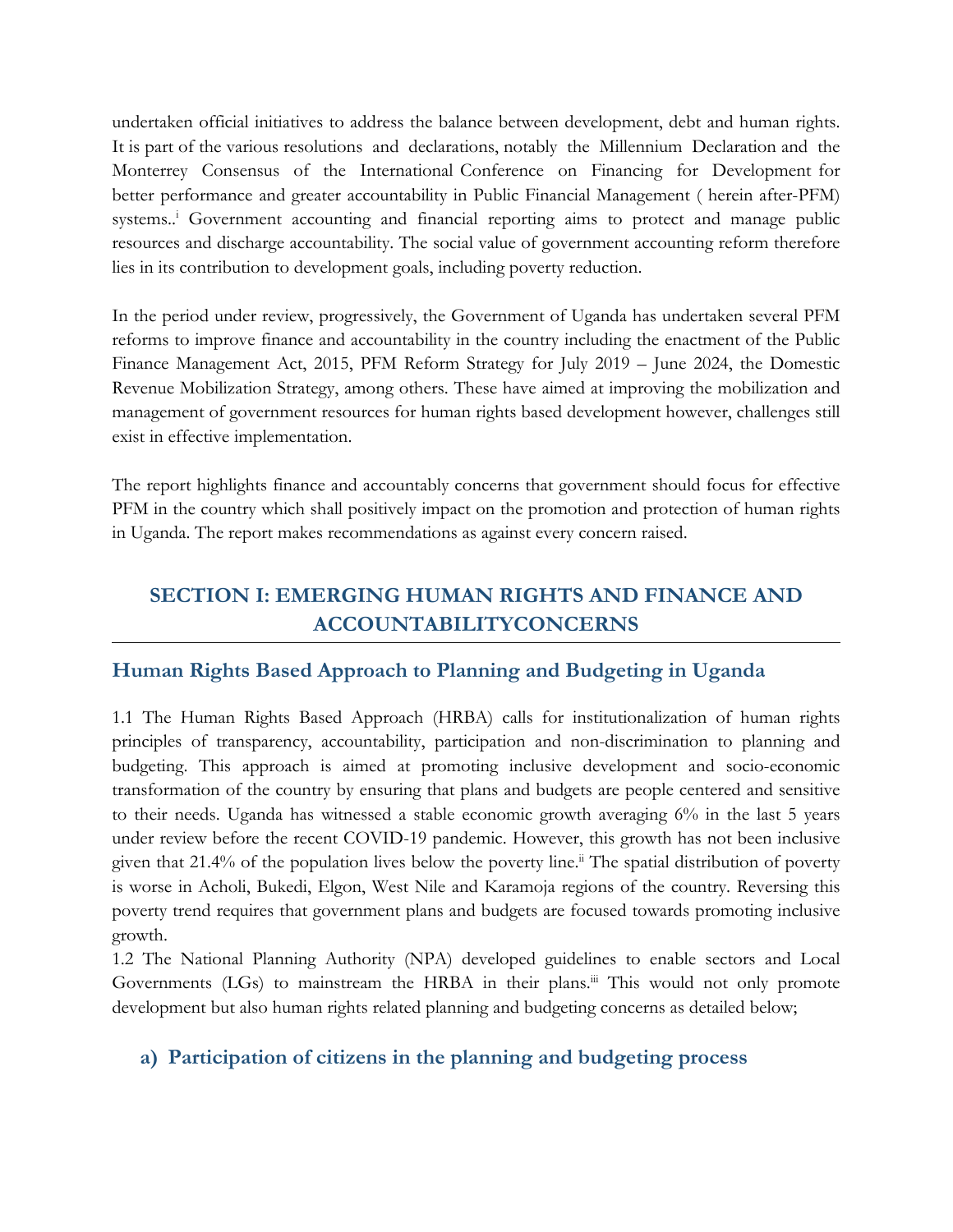undertaken official initiatives to address the balance between development, debt and human rights. It is part of the various resolutions and declarations, notably the Millennium Declaration and the Monterrey Consensus of the International Conference on Financing for Development for better performance and greater accountability in Public Financial Management ( herein after-PFM) systems..[i] Government accounting and financial reporting aims to protect and manage public resources and discharge accountability. The social value of government accounting reform therefore lies in its contribution to development goals, including poverty reduction.

In the period under review, progressively, the Government of Uganda has undertaken several PFM reforms to improve finance and accountability in the country including the enactment of the Public Finance Management Act, 2015, PFM Reform Strategy for July 2019 – June 2024, the Domestic Revenue Mobilization Strategy, among others. These have aimed at improving the mobilization and management of government resources for human rights based development however, challenges still exist in effective implementation.

The report highlights finance and accountably concerns that government should focus for effective PFM in the country which shall positively impact on the promotion and protection of human rights in Uganda. The report makes recommendations as against every concern raised.

## SECTION I: EMERGING HUMAN RIGHTS AND FINANCE AND ACCOUNTABILITYCONCERNS

### Human Rights Based Approach to Planning and Budgeting in Uganda

1.1 The Human Rights Based Approach (HRBA) calls for institutionalization of human rights principles of transparency, accountability, participation and non-discrimination to planning and budgeting. This approach is aimed at promoting inclusive development and socio-economic transformation of the country by ensuring that plans and budgets are people centered and sensitive to their needs. Uganda has witnessed a stable economic growth averaging 6% in the last 5 years under review before the recent COVID-19 pandemic. However, this growth has not been inclusive given that 21.4% of the population lives below the poverty line.[ii] The spatial distribution of poverty is worse in Acholi, Bukedi, Elgon, West Nile and Karamoja regions of the country. Reversing this poverty trend requires that government plans and budgets are focused towards promoting inclusive growth.

1.2 The National Planning Authority (NPA) developed guidelines to enable sectors and Local Governments (LGs) to mainstream the HRBA in their plans.[iii] This would not only promote development but also human rights related planning and budgeting concerns as detailed below;

#### a) Participation of citizens in the planning and budgeting process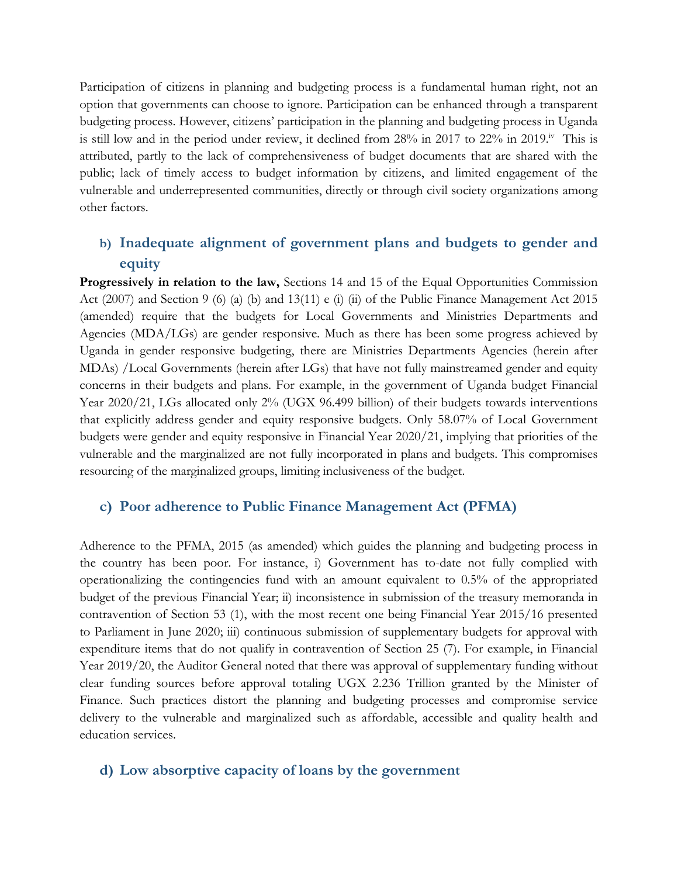Participation of citizens in planning and budgeting process is a fundamental human right, not an option that governments can choose to ignore. Participation can be enhanced through a transparent budgeting process. However, citizens' participation in the planning and budgeting process in Uganda is still low and in the period under review, it declined from 28% in 2017 to 22% in 2019.[iv] This is attributed, partly to the lack of comprehensiveness of budget documents that are shared with the public; lack of timely access to budget information by citizens, and limited engagement of the vulnerable and underrepresented communities, directly or through civil society organizations among other factors.

### b) Inadequate alignment of government plans and budgets to gender and equity

**Progressively in relation to the law,** Sections 14 and 15 of the Equal Opportunities Commission Act (2007) and Section 9 (6) (a) (b) and 13(11) e (i) (ii) of the Public Finance Management Act 2015 (amended) require that the budgets for Local Governments and Ministries Departments and Agencies (MDA/LGs) are gender responsive. Much as there has been some progress achieved by Uganda in gender responsive budgeting, there are Ministries Departments Agencies (herein after MDAs) /Local Governments (herein after LGs) that have not fully mainstreamed gender and equity concerns in their budgets and plans. For example, in the government of Uganda budget Financial Year 2020/21, LGs allocated only 2% (UGX 96.499 billion) of their budgets towards interventions that explicitly address gender and equity responsive budgets. Only 58.07% of Local Government budgets were gender and equity responsive in Financial Year 2020/21, implying that priorities of the vulnerable and the marginalized are not fully incorporated in plans and budgets. This compromises resourcing of the marginalized groups, limiting inclusiveness of the budget.

### c) Poor adherence to Public Finance Management Act (PFMA)

Adherence to the PFMA, 2015 (as amended) which guides the planning and budgeting process in the country has been poor. For instance, i) Government has to-date not fully complied with operationalizing the contingencies fund with an amount equivalent to 0.5% of the appropriated budget of the previous Financial Year; ii) inconsistence in submission of the treasury memoranda in contravention of Section 53 (1), with the most recent one being Financial Year 2015/16 presented to Parliament in June 2020; iii) continuous submission of supplementary budgets for approval with expenditure items that do not qualify in contravention of Section 25 (7). For example, in Financial Year 2019/20, the Auditor General noted that there was approval of supplementary funding without clear funding sources before approval totaling UGX 2.236 Trillion granted by the Minister of Finance. Such practices distort the planning and budgeting processes and compromise service delivery to the vulnerable and marginalized such as affordable, accessible and quality health and education services.

### d) Low absorptive capacity of loans by the government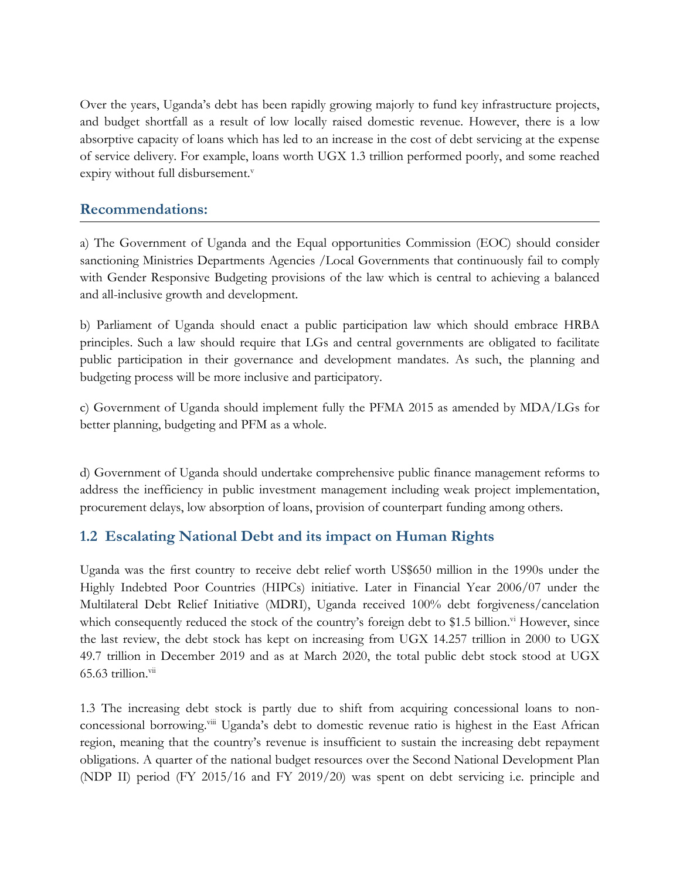Over the years, Uganda's debt has been rapidly growing majorly to fund key infrastructure projects, and budget shortfall as a result of low locally raised domestic revenue. However, there is a low absorptive capacity of loans which has led to an increase in the cost of debt servicing at the expense of service delivery. For example, loans worth UGX 1.3 trillion performed poorly, and some reached expiry without full disbursement.[v]

## Recommendations:

a) The Government of Uganda and the Equal opportunities Commission (EOC) should consider sanctioning Ministries Departments Agencies /Local Governments that continuously fail to comply with Gender Responsive Budgeting provisions of the law which is central to achieving a balanced and all-inclusive growth and development.

b) Parliament of Uganda should enact a public participation law which should embrace HRBA principles. Such a law should require that LGs and central governments are obligated to facilitate public participation in their governance and development mandates. As such, the planning and budgeting process will be more inclusive and participatory.

c) Government of Uganda should implement fully the PFMA 2015 as amended by MDA/LGs for better planning, budgeting and PFM as a whole.

d) Government of Uganda should undertake comprehensive public finance management reforms to address the inefficiency in public investment management including weak project implementation, procurement delays, low absorption of loans, provision of counterpart funding among others.

## 1.2 Escalating National Debt and its impact on Human Rights

Uganda was the first country to receive debt relief worth US$650 million in the 1990s under the Highly Indebted Poor Countries (HIPCs) initiative. Later in Financial Year 2006/07 under the Multilateral Debt Relief Initiative (MDRI), Uganda received 100% debt forgiveness/cancelation which consequently reduced the stock of the country's foreign debt to $1.5 billion.[vi] However, since the last review, the debt stock has kept on increasing from UGX 14.257 trillion in 2000 to UGX 49.7 trillion in December 2019 and as at March 2020, the total public debt stock stood at UGX 65.63 trillion.[vii]

1.3 The increasing debt stock is partly due to shift from acquiring concessional loans to non-concessional borrowing.[viii] Uganda's debt to domestic revenue ratio is highest in the East African region, meaning that the country's revenue is insufficient to sustain the increasing debt repayment obligations. A quarter of the national budget resources over the Second National Development Plan (NDP II) period (FY 2015/16 and FY 2019/20) was spent on debt servicing i.e. principle and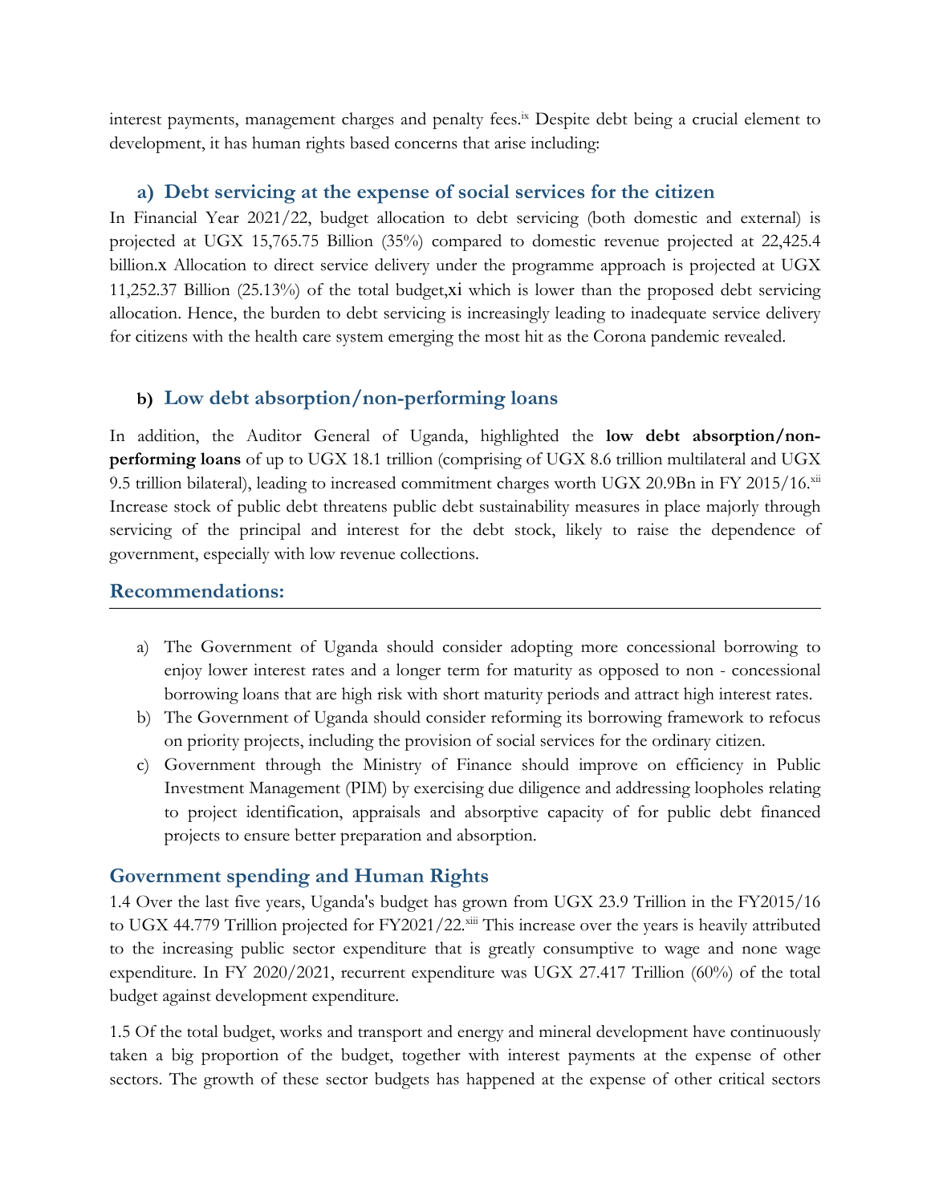interest payments, management charges and penalty fees.[ix] Despite debt being a crucial element to development, it has human rights based concerns that arise including:

### a) Debt servicing at the expense of social services for the citizen

In Financial Year 2021/22, budget allocation to debt servicing (both domestic and external) is projected at UGX 15,765.75 Billion (35%) compared to domestic revenue projected at 22,425.4 billion.x Allocation to direct service delivery under the programme approach is projected at UGX 11,252.37 Billion (25.13%) of the total budget,**xi** which is lower than the proposed debt servicing allocation. Hence, the burden to debt servicing is increasingly leading to inadequate service delivery for citizens with the health care system emerging the most hit as the Corona pandemic revealed.

### b) Low debt absorption/non-performing loans

In addition, the Auditor General of Uganda, highlighted the **low debt absorption/non-performing loans** of up to UGX 18.1 trillion (comprising of UGX 8.6 trillion multilateral and UGX 9.5 trillion bilateral), leading to increased commitment charges worth UGX 20.9Bn in FY 2015/16.[xii] Increase stock of public debt threatens public debt sustainability measures in place majorly through servicing of the principal and interest for the debt stock, likely to raise the dependence of government, especially with low revenue collections.

## Recommendations:

a) The Government of Uganda should consider adopting more concessional borrowing to enjoy lower interest rates and a longer term for maturity as opposed to non - concessional borrowing loans that are high risk with short maturity periods and attract high interest rates.
b) The Government of Uganda should consider reforming its borrowing framework to refocus on priority projects, including the provision of social services for the ordinary citizen.
c) Government through the Ministry of Finance should improve on efficiency in Public Investment Management (PIM) by exercising due diligence and addressing loopholes relating to project identification, appraisals and absorptive capacity of for public debt financed projects to ensure better preparation and absorption.

## Government spending and Human Rights

1.4 Over the last five years, Uganda's budget has grown from UGX 23.9 Trillion in the FY2015/16 to UGX 44.779 Trillion projected for FY2021/22.[xiii] This increase over the years is heavily attributed to the increasing public sector expenditure that is greatly consumptive to wage and none wage expenditure. In FY 2020/2021, recurrent expenditure was UGX 27.417 Trillion (60%) of the total budget against development expenditure.

1.5 Of the total budget, works and transport and energy and mineral development have continuously taken a big proportion of the budget, together with interest payments at the expense of other sectors. The growth of these sector budgets has happened at the expense of other critical sectors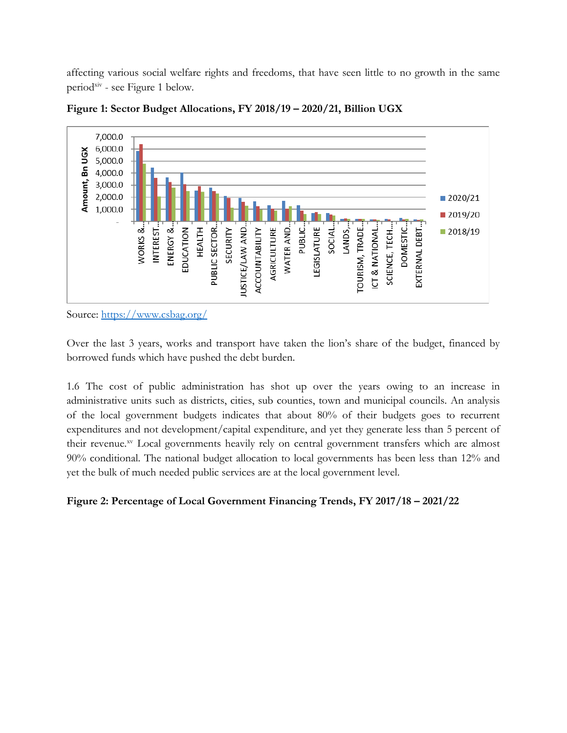affecting various social welfare rights and freedoms, that have seen little to no growth in the same period[xiv] - see Figure 1 below.

**Figure 1: Sector Budget Allocations, FY 2018/19 – 2020/21, Billion UGX**

Source: https://www.csbag.org/

Over the last 3 years, works and transport have taken the lion's share of the budget, financed by borrowed funds which have pushed the debt burden.

1.6 The cost of public administration has shot up over the years owing to an increase in administrative units such as districts, cities, sub counties, town and municipal councils. An analysis of the local government budgets indicates that about 80% of their budgets goes to recurrent expenditures and not development/capital expenditure, and yet they generate less than 5 percent of their revenue.[xv] Local governments heavily rely on central government transfers which are almost 90% conditional. The national budget allocation to local governments has been less than 12% and yet the bulk of much needed public services are at the local government level.

**Figure 2: Percentage of Local Government Financing Trends, FY 2017/18 – 2021/22**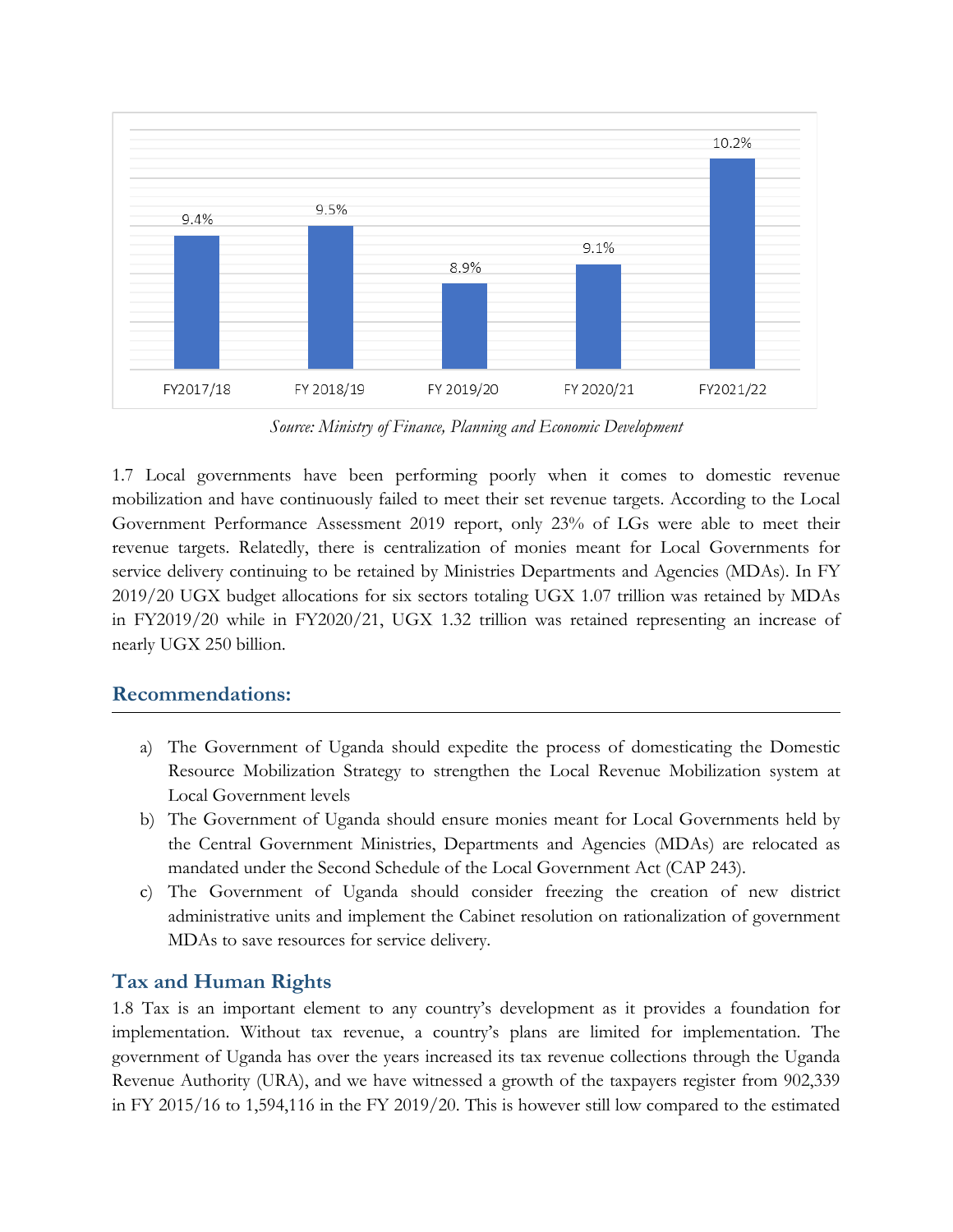| FY2017/18 | FY 2018/19 | FY 2019/20 | FY 2020/21 | FY2021/22 |
|---|---|---|---|---|
| 9.4% | 9.5% | 8.9% | 9.1% | 10.2% |

*Source: Ministry of Finance, Planning and Economic Development*

1.7 Local governments have been performing poorly when it comes to domestic revenue mobilization and have continuously failed to meet their set revenue targets. According to the Local Government Performance Assessment 2019 report, only 23% of LGs were able to meet their revenue targets. Relatedly, there is centralization of monies meant for Local Governments for service delivery continuing to be retained by Ministries Departments and Agencies (MDAs). In FY 2019/20 UGX budget allocations for six sectors totaling UGX 1.07 trillion was retained by MDAs in FY2019/20 while in FY2020/21, UGX 1.32 trillion was retained representing an increase of nearly UGX 250 billion.

## Recommendations:

a) The Government of Uganda should expedite the process of domesticating the Domestic Resource Mobilization Strategy to strengthen the Local Revenue Mobilization system at Local Government levels

b) The Government of Uganda should ensure monies meant for Local Governments held by the Central Government Ministries, Departments and Agencies (MDAs) are relocated as mandated under the Second Schedule of the Local Government Act (CAP 243).

c) The Government of Uganda should consider freezing the creation of new district administrative units and implement the Cabinet resolution on rationalization of government MDAs to save resources for service delivery.

## Tax and Human Rights

1.8 Tax is an important element to any country's development as it provides a foundation for implementation. Without tax revenue, a country's plans are limited for implementation. The government of Uganda has over the years increased its tax revenue collections through the Uganda Revenue Authority (URA), and we have witnessed a growth of the taxpayers register from 902,339 in FY 2015/16 to 1,594,116 in the FY 2019/20. This is however still low compared to the estimated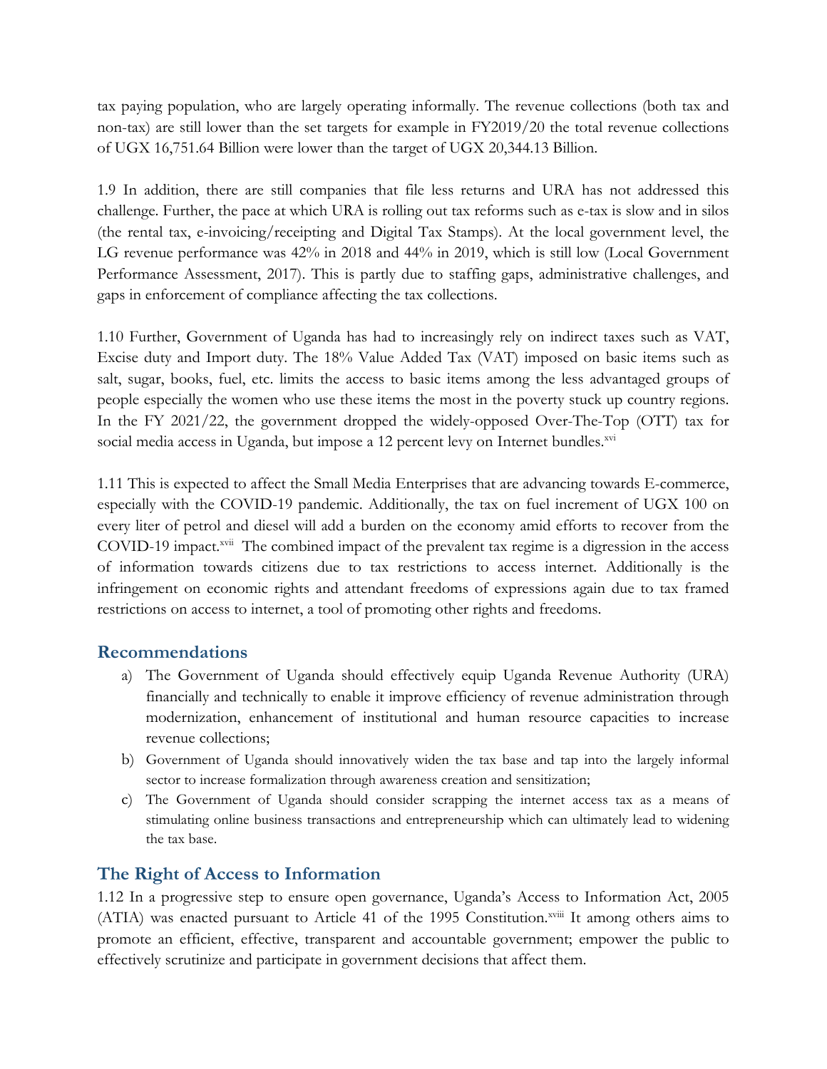tax paying population, who are largely operating informally. The revenue collections (both tax and non-tax) are still lower than the set targets for example in FY2019/20 the total revenue collections of UGX 16,751.64 Billion were lower than the target of UGX 20,344.13 Billion.

1.9 In addition, there are still companies that file less returns and URA has not addressed this challenge. Further, the pace at which URA is rolling out tax reforms such as e-tax is slow and in silos (the rental tax, e-invoicing/receipting and Digital Tax Stamps). At the local government level, the LG revenue performance was 42% in 2018 and 44% in 2019, which is still low (Local Government Performance Assessment, 2017). This is partly due to staffing gaps, administrative challenges, and gaps in enforcement of compliance affecting the tax collections.

1.10 Further, Government of Uganda has had to increasingly rely on indirect taxes such as VAT, Excise duty and Import duty. The 18% Value Added Tax (VAT) imposed on basic items such as salt, sugar, books, fuel, etc. limits the access to basic items among the less advantaged groups of people especially the women who use these items the most in the poverty stuck up country regions. In the FY 2021/22, the government dropped the widely-opposed Over-The-Top (OTT) tax for social media access in Uganda, but impose a 12 percent levy on Internet bundles.[xvi]

1.11 This is expected to affect the Small Media Enterprises that are advancing towards E-commerce, especially with the COVID-19 pandemic. Additionally, the tax on fuel increment of UGX 100 on every liter of petrol and diesel will add a burden on the economy amid efforts to recover from the COVID-19 impact.[xvii] The combined impact of the prevalent tax regime is a digression in the access of information towards citizens due to tax restrictions to access internet. Additionally is the infringement on economic rights and attendant freedoms of expressions again due to tax framed restrictions on access to internet, a tool of promoting other rights and freedoms.

## Recommendations

a) The Government of Uganda should effectively equip Uganda Revenue Authority (URA) financially and technically to enable it improve efficiency of revenue administration through modernization, enhancement of institutional and human resource capacities to increase revenue collections;

b) Government of Uganda should innovatively widen the tax base and tap into the largely informal sector to increase formalization through awareness creation and sensitization;

c) The Government of Uganda should consider scrapping the internet access tax as a means of stimulating online business transactions and entrepreneurship which can ultimately lead to widening the tax base.

## The Right of Access to Information

1.12 In a progressive step to ensure open governance, Uganda's Access to Information Act, 2005 (ATIA) was enacted pursuant to Article 41 of the 1995 Constitution.[xviii] It among others aims to promote an efficient, effective, transparent and accountable government; empower the public to effectively scrutinize and participate in government decisions that affect them.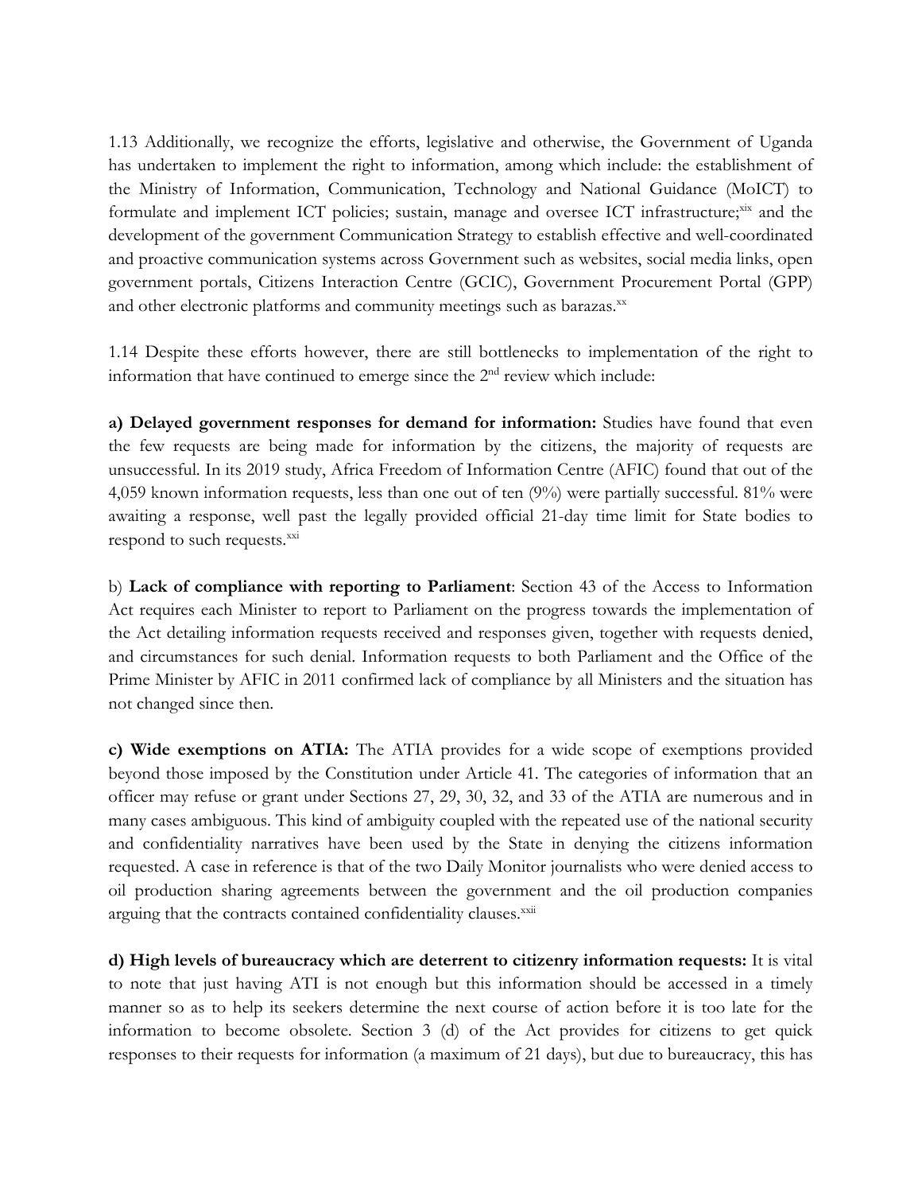1.13 Additionally, we recognize the efforts, legislative and otherwise, the Government of Uganda has undertaken to implement the right to information, among which include: the establishment of the Ministry of Information, Communication, Technology and National Guidance (MoICT) to formulate and implement ICT policies; sustain, manage and oversee ICT infrastructure;[xix] and the development of the government Communication Strategy to establish effective and well-coordinated and proactive communication systems across Government such as websites, social media links, open government portals, Citizens Interaction Centre (GCIC), Government Procurement Portal (GPP) and other electronic platforms and community meetings such as barazas.[xx]

1.14 Despite these efforts however, there are still bottlenecks to implementation of the right to information that have continued to emerge since the 2nd review which include:

**a) Delayed government responses for demand for information:** Studies have found that even the few requests are being made for information by the citizens, the majority of requests are unsuccessful. In its 2019 study, Africa Freedom of Information Centre (AFIC) found that out of the 4,059 known information requests, less than one out of ten (9%) were partially successful. 81% were awaiting a response, well past the legally provided official 21-day time limit for State bodies to respond to such requests.[xxi]

b) **Lack of compliance with reporting to Parliament**: Section 43 of the Access to Information Act requires each Minister to report to Parliament on the progress towards the implementation of the Act detailing information requests received and responses given, together with requests denied, and circumstances for such denial. Information requests to both Parliament and the Office of the Prime Minister by AFIC in 2011 confirmed lack of compliance by all Ministers and the situation has not changed since then.

**c) Wide exemptions on ATIA:** The ATIA provides for a wide scope of exemptions provided beyond those imposed by the Constitution under Article 41. The categories of information that an officer may refuse or grant under Sections 27, 29, 30, 32, and 33 of the ATIA are numerous and in many cases ambiguous. This kind of ambiguity coupled with the repeated use of the national security and confidentiality narratives have been used by the State in denying the citizens information requested. A case in reference is that of the two Daily Monitor journalists who were denied access to oil production sharing agreements between the government and the oil production companies arguing that the contracts contained confidentiality clauses.[xxii]

**d) High levels of bureaucracy which are deterrent to citizenry information requests:** It is vital to note that just having ATI is not enough but this information should be accessed in a timely manner so as to help its seekers determine the next course of action before it is too late for the information to become obsolete. Section 3 (d) of the Act provides for citizens to get quick responses to their requests for information (a maximum of 21 days), but due to bureaucracy, this has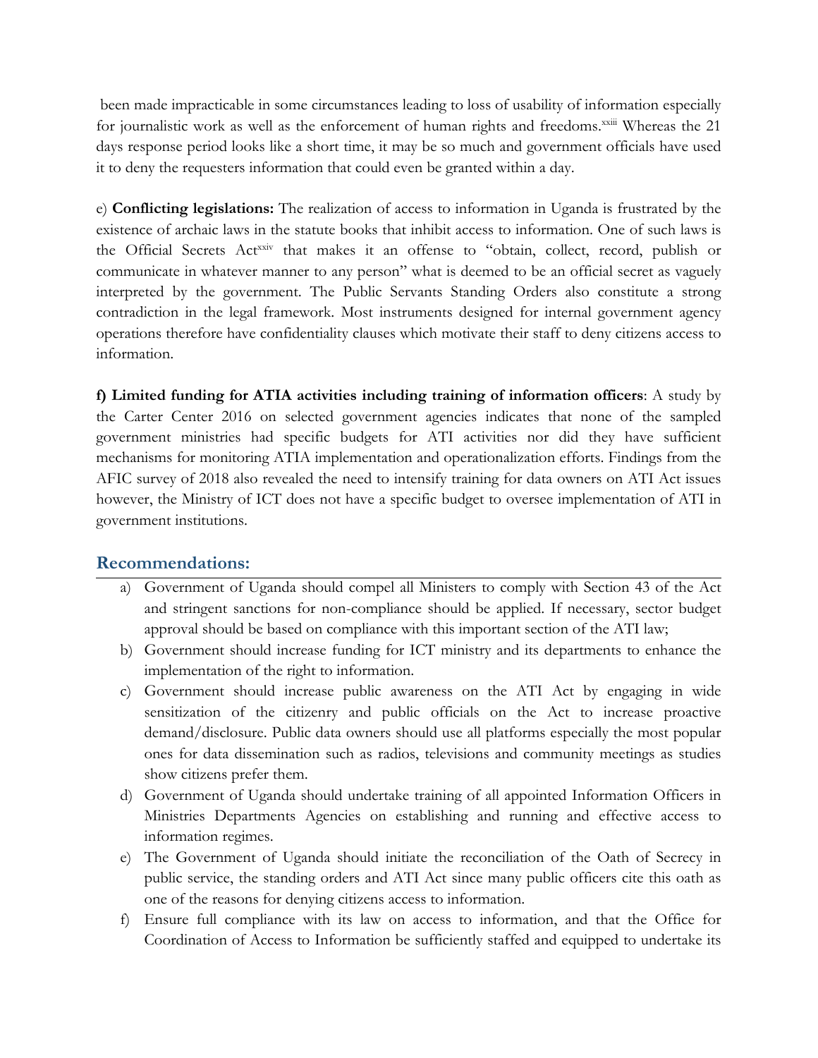been made impracticable in some circumstances leading to loss of usability of information especially for journalistic work as well as the enforcement of human rights and freedoms.[xxiii] Whereas the 21 days response period looks like a short time, it may be so much and government officials have used it to deny the requesters information that could even be granted within a day.

e) **Conflicting legislations:** The realization of access to information in Uganda is frustrated by the existence of archaic laws in the statute books that inhibit access to information. One of such laws is the Official Secrets Act[xxiv] that makes it an offense to "obtain, collect, record, publish or communicate in whatever manner to any person" what is deemed to be an official secret as vaguely interpreted by the government. The Public Servants Standing Orders also constitute a strong contradiction in the legal framework. Most instruments designed for internal government agency operations therefore have confidentiality clauses which motivate their staff to deny citizens access to information.

**f) Limited funding for ATIA activities including training of information officers**: A study by the Carter Center 2016 on selected government agencies indicates that none of the sampled government ministries had specific budgets for ATI activities nor did they have sufficient mechanisms for monitoring ATIA implementation and operationalization efforts. Findings from the AFIC survey of 2018 also revealed the need to intensify training for data owners on ATI Act issues however, the Ministry of ICT does not have a specific budget to oversee implementation of ATI in government institutions.

## Recommendations:

a) Government of Uganda should compel all Ministers to comply with Section 43 of the Act and stringent sanctions for non-compliance should be applied. If necessary, sector budget approval should be based on compliance with this important section of the ATI law;

b) Government should increase funding for ICT ministry and its departments to enhance the implementation of the right to information.

c) Government should increase public awareness on the ATI Act by engaging in wide sensitization of the citizenry and public officials on the Act to increase proactive demand/disclosure. Public data owners should use all platforms especially the most popular ones for data dissemination such as radios, televisions and community meetings as studies show citizens prefer them.

d) Government of Uganda should undertake training of all appointed Information Officers in Ministries Departments Agencies on establishing and running and effective access to information regimes.

e) The Government of Uganda should initiate the reconciliation of the Oath of Secrecy in public service, the standing orders and ATI Act since many public officers cite this oath as one of the reasons for denying citizens access to information.

f) Ensure full compliance with its law on access to information, and that the Office for Coordination of Access to Information be sufficiently staffed and equipped to undertake its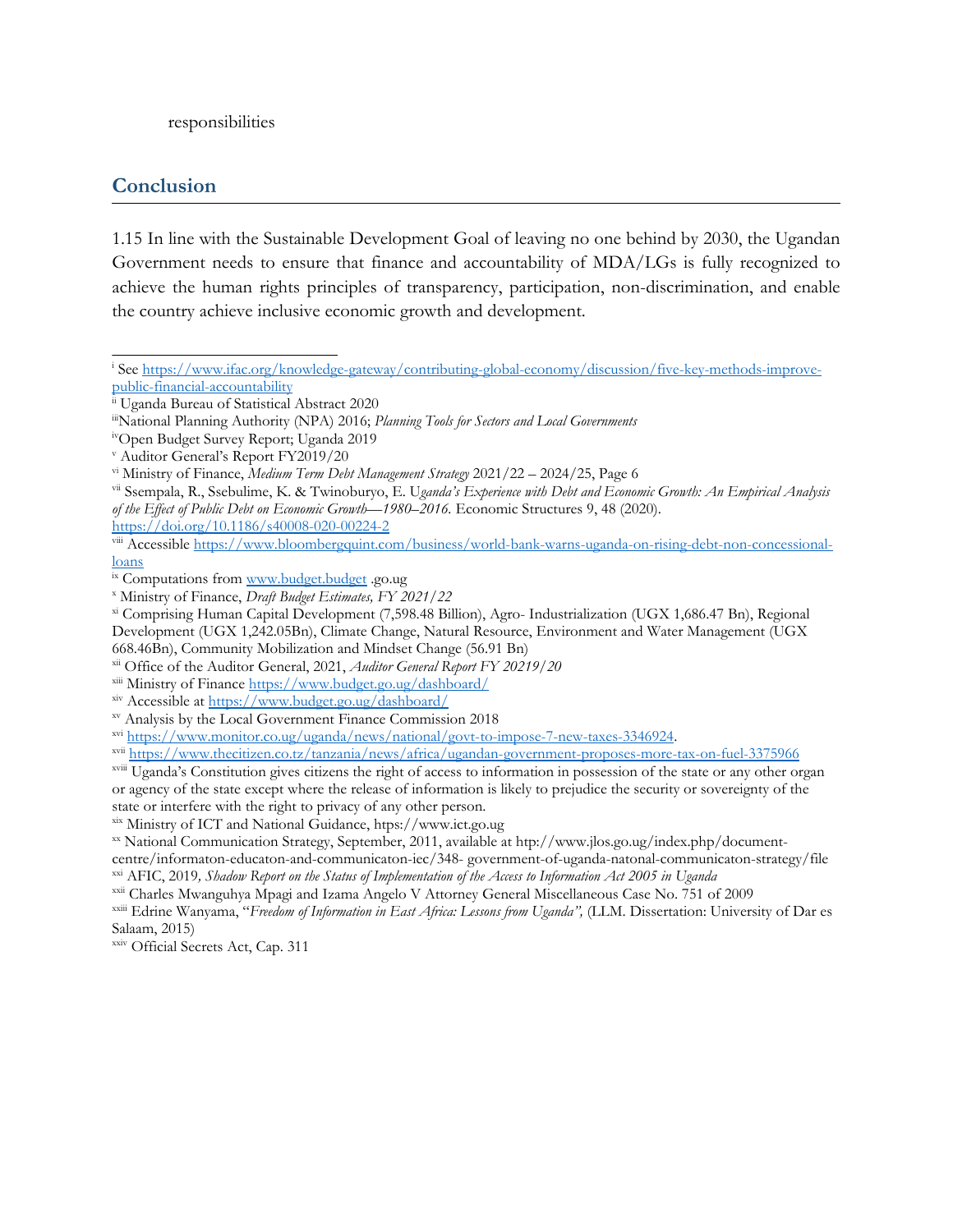responsibilities

## Conclusion

1.15 In line with the Sustainable Development Goal of leaving no one behind by 2030, the Ugandan Government needs to ensure that finance and accountability of MDA/LGs is fully recognized to achieve the human rights principles of transparency, participation, non-discrimination, and enable the country achieve inclusive economic growth and development.

---

[i] See https://www.ifac.org/knowledge-gateway/contributing-global-economy/discussion/five-key-methods-improve-public-financial-accountability

[ii] Uganda Bureau of Statistical Abstract 2020

[iii] National Planning Authority (NPA) 2016; *Planning Tools for Sectors and Local Governments*

[iv] Open Budget Survey Report; Uganda 2019

[v] Auditor General's Report FY2019/20

[vi] Ministry of Finance, *Medium Term Debt Management Strategy* 2021/22 – 2024/25, Page 6

[vii] Ssempala, R., Ssebulime, K. & Twinoburyo, E. U*ganda's Experience with Debt and Economic Growth: An Empirical Analysis of the Effect of Public Debt on Economic Growth—1980–2016.* Economic Structures 9, 48 (2020). https://doi.org/10.1186/s40008-020-00224-2

[viii] Accessible https://www.bloombergquint.com/business/world-bank-warns-uganda-on-rising-debt-non-concessional-loans

[ix] Computations from www.budget.budget .go.ug

[x] Ministry of Finance, *Draft Budget Estimates, FY 2021/22*

[xi] Comprising Human Capital Development (7,598.48 Billion), Agro- Industrialization (UGX 1,686.47 Bn), Regional Development (UGX 1,242.05Bn), Climate Change, Natural Resource, Environment and Water Management (UGX 668.46Bn), Community Mobilization and Mindset Change (56.91 Bn)

[xii] Office of the Auditor General, 2021, *Auditor General Report FY 20219/20*

[xiii] Ministry of Finance https://www.budget.go.ug/dashboard/

[xiv] Accessible at https://www.budget.go.ug/dashboard/

[xv] Analysis by the Local Government Finance Commission 2018

[xvi] https://www.monitor.co.ug/uganda/news/national/govt-to-impose-7-new-taxes-3346924.

[xvii] https://www.thecitizen.co.tz/tanzania/news/africa/ugandan-government-proposes-more-tax-on-fuel-3375966

[xviii] Uganda's Constitution gives citizens the right of access to information in possession of the state or any other organ or agency of the state except where the release of information is likely to prejudice the security or sovereignty of the state or interfere with the right to privacy of any other person.

[xix] Ministry of ICT and National Guidance, https://www.ict.go.ug

[xx] National Communication Strategy, September, 2011, available at htp://www.jlos.go.ug/index.php/document-centre/informaton-educaton-and-communicaton-iec/348- government-of-uganda-natonal-communicaton-strategy/file

[xxi] AFIC, 2019*, Shadow Report on the Status of Implementation of the Access to Information Act 2005 in Uganda*

[xxii] Charles Mwanguhya Mpagi and Izama Angelo V Attorney General Miscellaneous Case No. 751 of 2009

[xxiii] Edrine Wanyama, "*Freedom of Information in East Africa: Lessons from Uganda",* (LLM. Dissertation: University of Dar es Salaam, 2015)

[xxiv] Official Secrets Act, Cap. 311